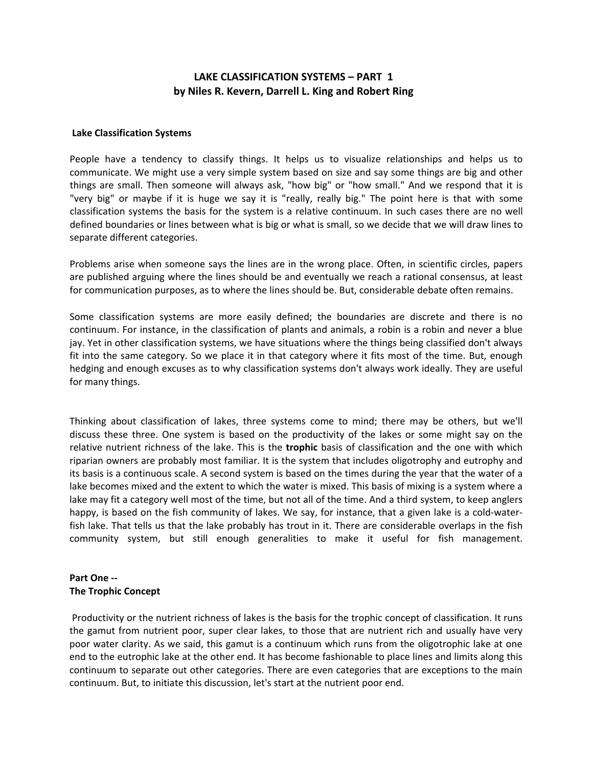# LAKE CLASSIFICATION SYSTEMS – PART 1
## by Niles R. Kevern, Darrell L. King and Robert Ring

### Lake Classification Systems

People have a tendency to classify things. It helps us to visualize relationships and helps us to communicate. We might use a very simple system based on size and say some things are big and other things are small. Then someone will always ask, "how big" or "how small." And we respond that it is "very big" or maybe if it is huge we say it is "really, really big." The point here is that with some classification systems the basis for the system is a relative continuum. In such cases there are no well defined boundaries or lines between what is big or what is small, so we decide that we will draw lines to separate different categories.

Problems arise when someone says the lines are in the wrong place. Often, in scientific circles, papers are published arguing where the lines should be and eventually we reach a rational consensus, at least for communication purposes, as to where the lines should be. But, considerable debate often remains.

Some classification systems are more easily defined; the boundaries are discrete and there is no continuum. For instance, in the classification of plants and animals, a robin is a robin and never a blue jay. Yet in other classification systems, we have situations where the things being classified don't always fit into the same category. So we place it in that category where it fits most of the time. But, enough hedging and enough excuses as to why classification systems don't always work ideally. They are useful for many things.

Thinking about classification of lakes, three systems come to mind; there may be others, but we'll discuss these three. One system is based on the productivity of the lakes or some might say on the relative nutrient richness of the lake. This is the **trophic** basis of classification and the one with which riparian owners are probably most familiar. It is the system that includes oligotrophy and eutrophy and its basis is a continuous scale. A second system is based on the times during the year that the water of a lake becomes mixed and the extent to which the water is mixed. This basis of mixing is a system where a lake may fit a category well most of the time, but not all of the time. And a third system, to keep anglers happy, is based on the fish community of lakes. We say, for instance, that a given lake is a cold-water-fish lake. That tells us that the lake probably has trout in it. There are considerable overlaps in the fish community system, but still enough generalities to make it useful for fish management.

### Part One -- The Trophic Concept

Productivity or the nutrient richness of lakes is the basis for the trophic concept of classification. It runs the gamut from nutrient poor, super clear lakes, to those that are nutrient rich and usually have very poor water clarity. As we said, this gamut is a continuum which runs from the oligotrophic lake at one end to the eutrophic lake at the other end. It has become fashionable to place lines and limits along this continuum to separate out other categories. There are even categories that are exceptions to the main continuum. But, to initiate this discussion, let's start at the nutrient poor end.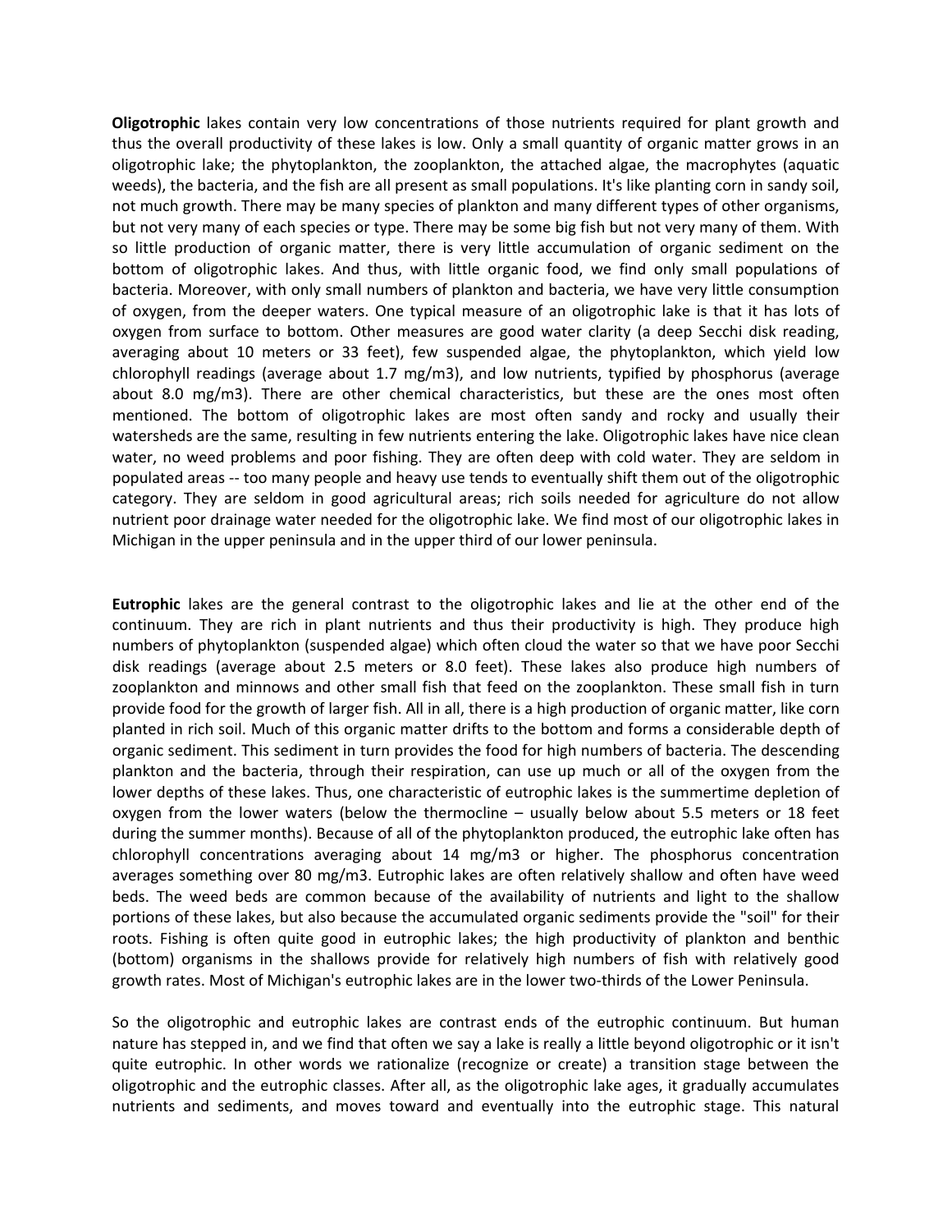**Oligotrophic** lakes contain very low concentrations of those nutrients required for plant growth and thus the overall productivity of these lakes is low. Only a small quantity of organic matter grows in an oligotrophic lake; the phytoplankton, the zooplankton, the attached algae, the macrophytes (aquatic weeds), the bacteria, and the fish are all present as small populations. It's like planting corn in sandy soil, not much growth. There may be many species of plankton and many different types of other organisms, but not very many of each species or type. There may be some big fish but not very many of them. With so little production of organic matter, there is very little accumulation of organic sediment on the bottom of oligotrophic lakes. And thus, with little organic food, we find only small populations of bacteria. Moreover, with only small numbers of plankton and bacteria, we have very little consumption of oxygen, from the deeper waters. One typical measure of an oligotrophic lake is that it has lots of oxygen from surface to bottom. Other measures are good water clarity (a deep Secchi disk reading, averaging about 10 meters or 33 feet), few suspended algae, the phytoplankton, which yield low chlorophyll readings (average about 1.7 mg/m3), and low nutrients, typified by phosphorus (average about 8.0 mg/m3). There are other chemical characteristics, but these are the ones most often mentioned. The bottom of oligotrophic lakes are most often sandy and rocky and usually their watersheds are the same, resulting in few nutrients entering the lake. Oligotrophic lakes have nice clean water, no weed problems and poor fishing. They are often deep with cold water. They are seldom in populated areas -- too many people and heavy use tends to eventually shift them out of the oligotrophic category. They are seldom in good agricultural areas; rich soils needed for agriculture do not allow nutrient poor drainage water needed for the oligotrophic lake. We find most of our oligotrophic lakes in Michigan in the upper peninsula and in the upper third of our lower peninsula.

**Eutrophic** lakes are the general contrast to the oligotrophic lakes and lie at the other end of the continuum. They are rich in plant nutrients and thus their productivity is high. They produce high numbers of phytoplankton (suspended algae) which often cloud the water so that we have poor Secchi disk readings (average about 2.5 meters or 8.0 feet). These lakes also produce high numbers of zooplankton and minnows and other small fish that feed on the zooplankton. These small fish in turn provide food for the growth of larger fish. All in all, there is a high production of organic matter, like corn planted in rich soil. Much of this organic matter drifts to the bottom and forms a considerable depth of organic sediment. This sediment in turn provides the food for high numbers of bacteria. The descending plankton and the bacteria, through their respiration, can use up much or all of the oxygen from the lower depths of these lakes. Thus, one characteristic of eutrophic lakes is the summertime depletion of oxygen from the lower waters (below the thermocline – usually below about 5.5 meters or 18 feet during the summer months). Because of all of the phytoplankton produced, the eutrophic lake often has chlorophyll concentrations averaging about 14 mg/m3 or higher. The phosphorus concentration averages something over 80 mg/m3. Eutrophic lakes are often relatively shallow and often have weed beds. The weed beds are common because of the availability of nutrients and light to the shallow portions of these lakes, but also because the accumulated organic sediments provide the "soil" for their roots. Fishing is often quite good in eutrophic lakes; the high productivity of plankton and benthic (bottom) organisms in the shallows provide for relatively high numbers of fish with relatively good growth rates. Most of Michigan's eutrophic lakes are in the lower two-thirds of the Lower Peninsula.

So the oligotrophic and eutrophic lakes are contrast ends of the eutrophic continuum. But human nature has stepped in, and we find that often we say a lake is really a little beyond oligotrophic or it isn't quite eutrophic. In other words we rationalize (recognize or create) a transition stage between the oligotrophic and the eutrophic classes. After all, as the oligotrophic lake ages, it gradually accumulates nutrients and sediments, and moves toward and eventually into the eutrophic stage. This natural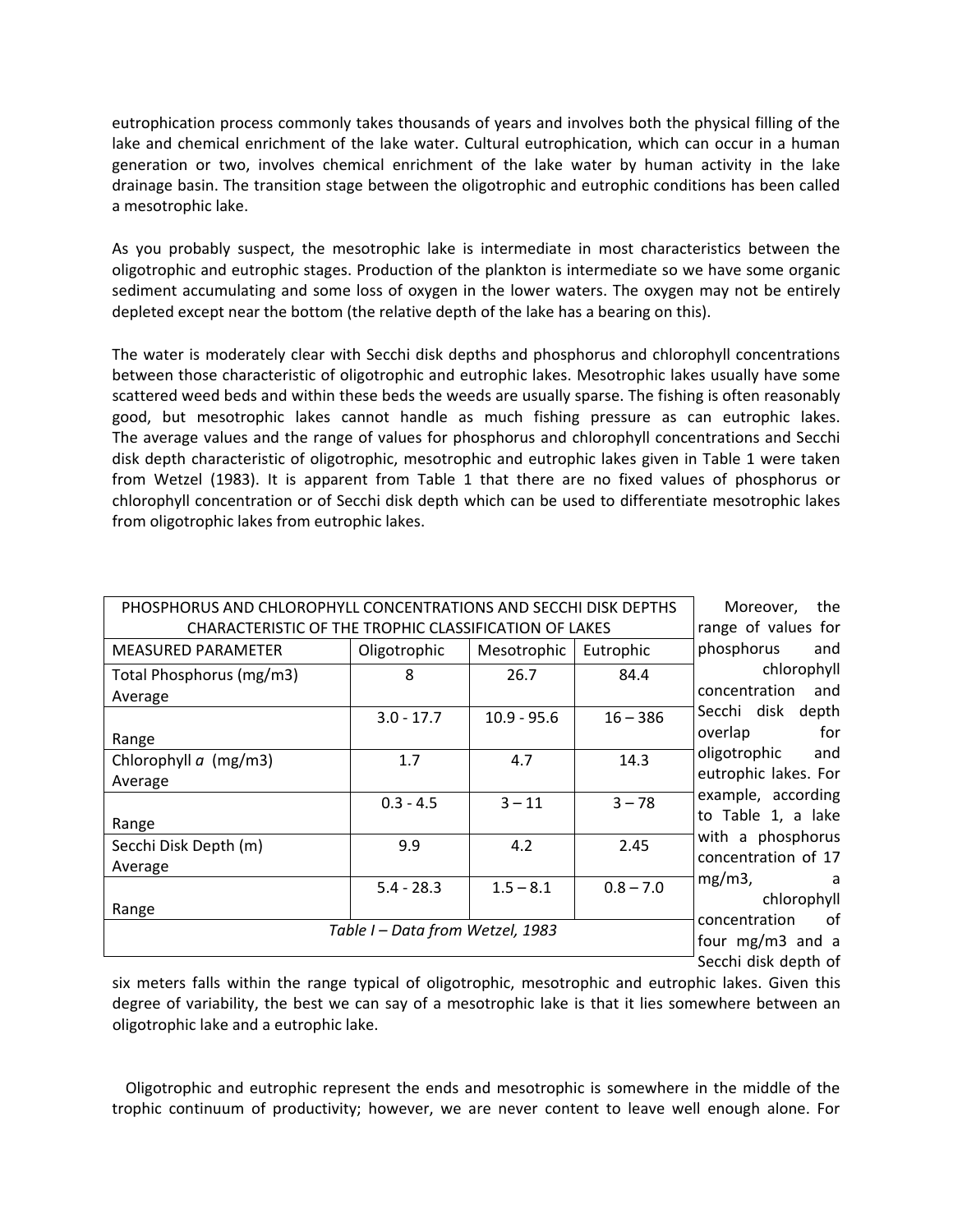eutrophication process commonly takes thousands of years and involves both the physical filling of the lake and chemical enrichment of the lake water. Cultural eutrophication, which can occur in a human generation or two, involves chemical enrichment of the lake water by human activity in the lake drainage basin. The transition stage between the oligotrophic and eutrophic conditions has been called a mesotrophic lake.

As you probably suspect, the mesotrophic lake is intermediate in most characteristics between the oligotrophic and eutrophic stages. Production of the plankton is intermediate so we have some organic sediment accumulating and some loss of oxygen in the lower waters. The oxygen may not be entirely depleted except near the bottom (the relative depth of the lake has a bearing on this).

The water is moderately clear with Secchi disk depths and phosphorus and chlorophyll concentrations between those characteristic of oligotrophic and eutrophic lakes. Mesotrophic lakes usually have some scattered weed beds and within these beds the weeds are usually sparse. The fishing is often reasonably good, but mesotrophic lakes cannot handle as much fishing pressure as can eutrophic lakes. The average values and the range of values for phosphorus and chlorophyll concentrations and Secchi disk depth characteristic of oligotrophic, mesotrophic and eutrophic lakes given in Table 1 were taken from Wetzel (1983). It is apparent from Table 1 that there are no fixed values of phosphorus or chlorophyll concentration or of Secchi disk depth which can be used to differentiate mesotrophic lakes from oligotrophic lakes from eutrophic lakes.

| PHOSPHORUS AND CHLOROPHYLL CONCENTRATIONS AND SECCHI DISK DEPTHS CHARACTERISTIC OF THE TROPHIC CLASSIFICATION OF LAKES | | | |
|---|---|---|---|
| MEASURED PARAMETER | Oligotrophic | Mesotrophic | Eutrophic |
| Total Phosphorus (mg/m3) Average | 8 | 26.7 | 84.4 |
| Range | 3.0 - 17.7 | 10.9 - 95.6 | 16 – 386 |
| Chlorophyll *a* (mg/m3) Average | 1.7 | 4.7 | 14.3 |
| Range | 0.3 - 4.5 | 3 – 11 | 3 – 78 |
| Secchi Disk Depth (m) Average | 9.9 | 4.2 | 2.45 |
| Range | 5.4 - 28.3 | 1.5 – 8.1 | 0.8 – 7.0 |

*Table I – Data from Wetzel, 1983*

Moreover, the range of values for phosphorus and chlorophyll concentration and Secchi disk depth overlap for oligotrophic and eutrophic lakes. For example, according to Table 1, a lake with a phosphorus concentration of 17 mg/m3, a chlorophyll concentration of four mg/m3 and a Secchi disk depth of six meters falls within the range typical of oligotrophic, mesotrophic and eutrophic lakes. Given this degree of variability, the best we can say of a mesotrophic lake is that it lies somewhere between an oligotrophic lake and a eutrophic lake.

Oligotrophic and eutrophic represent the ends and mesotrophic is somewhere in the middle of the trophic continuum of productivity; however, we are never content to leave well enough alone. For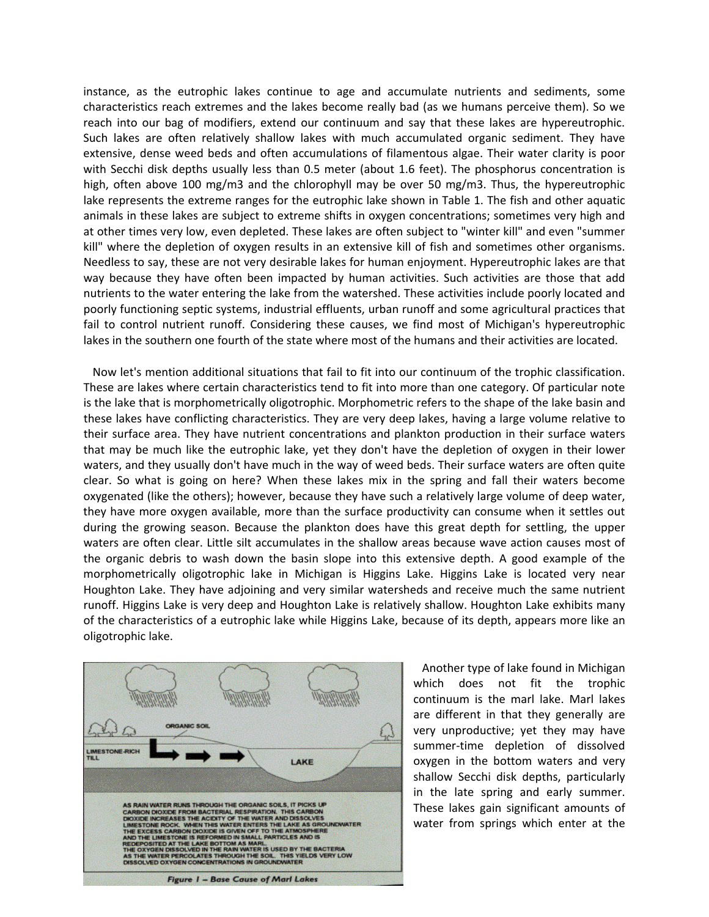instance, as the eutrophic lakes continue to age and accumulate nutrients and sediments, some characteristics reach extremes and the lakes become really bad (as we humans perceive them). So we reach into our bag of modifiers, extend our continuum and say that these lakes are hypereutrophic. Such lakes are often relatively shallow lakes with much accumulated organic sediment. They have extensive, dense weed beds and often accumulations of filamentous algae. Their water clarity is poor with Secchi disk depths usually less than 0.5 meter (about 1.6 feet). The phosphorus concentration is high, often above 100 mg/m3 and the chlorophyll may be over 50 mg/m3. Thus, the hypereutrophic lake represents the extreme ranges for the eutrophic lake shown in Table 1. The fish and other aquatic animals in these lakes are subject to extreme shifts in oxygen concentrations; sometimes very high and at other times very low, even depleted. These lakes are often subject to "winter kill" and even "summer kill" where the depletion of oxygen results in an extensive kill of fish and sometimes other organisms. Needless to say, these are not very desirable lakes for human enjoyment. Hypereutrophic lakes are that way because they have often been impacted by human activities. Such activities are those that add nutrients to the water entering the lake from the watershed. These activities include poorly located and poorly functioning septic systems, industrial effluents, urban runoff and some agricultural practices that fail to control nutrient runoff. Considering these causes, we find most of Michigan's hypereutrophic lakes in the southern one fourth of the state where most of the humans and their activities are located.

Now let's mention additional situations that fail to fit into our continuum of the trophic classification. These are lakes where certain characteristics tend to fit into more than one category. Of particular note is the lake that is morphometrically oligotrophic. Morphometric refers to the shape of the lake basin and these lakes have conflicting characteristics. They are very deep lakes, having a large volume relative to their surface area. They have nutrient concentrations and plankton production in their surface waters that may be much like the eutrophic lake, yet they don't have the depletion of oxygen in their lower waters, and they usually don't have much in the way of weed beds. Their surface waters are often quite clear. So what is going on here? When these lakes mix in the spring and fall their waters become oxygenated (like the others); however, because they have such a relatively large volume of deep water, they have more oxygen available, more than the surface productivity can consume when it settles out during the growing season. Because the plankton does have this great depth for settling, the upper waters are often clear. Little silt accumulates in the shallow areas because wave action causes most of the organic debris to wash down the basin slope into this extensive depth. A good example of the morphometrically oligotrophic lake in Michigan is Higgins Lake. Higgins Lake is located very near Houghton Lake. They have adjoining and very similar watersheds and receive much the same nutrient runoff. Higgins Lake is very deep and Houghton Lake is relatively shallow. Houghton Lake exhibits many of the characteristics of a eutrophic lake while Higgins Lake, because of its depth, appears more like an oligotrophic lake.

ORGANIC SOIL

LIMESTONE-RICH TILL

LAKE

AS RAIN WATER RUNS THROUGH THE ORGANIC SOILS, IT PICKS UP CARBON DIOXIDE FROM BACTERIAL RESPIRATION. THIS CARBON DIOXIDE INCREASES THE ACIDITY OF THE WATER AND DISSOLVES LIMESTONE ROCK. WHEN THIS WATER ENTERS THE LAKE AS GROUNDWATER THE EXCESS CARBON DIOXIDE IS GIVEN OFF TO THE ATMOSPHERE AND THE LIMESTONE IS REFORMED IN SMALL PARTICLES AND IS REDEPOSITED AT THE LAKE BOTTOM AS MARL. THE OXYGEN DISSOLVED IN THE RAIN WATER IS USED BY THE BACTERIA AS THE WATER PERCOLATES THROUGH THE SOIL. THIS YIELDS VERY LOW DISSOLVED OXYGEN CONCENTRATIONS IN GROUNDWATER

*Figure 1 – Base Cause of Marl Lakes*

Another type of lake found in Michigan which does not fit the trophic continuum is the marl lake. Marl lakes are different in that they generally are very unproductive; yet they may have summer-time depletion of dissolved oxygen in the bottom waters and very shallow Secchi disk depths, particularly in the late spring and early summer. These lakes gain significant amounts of water from springs which enter at the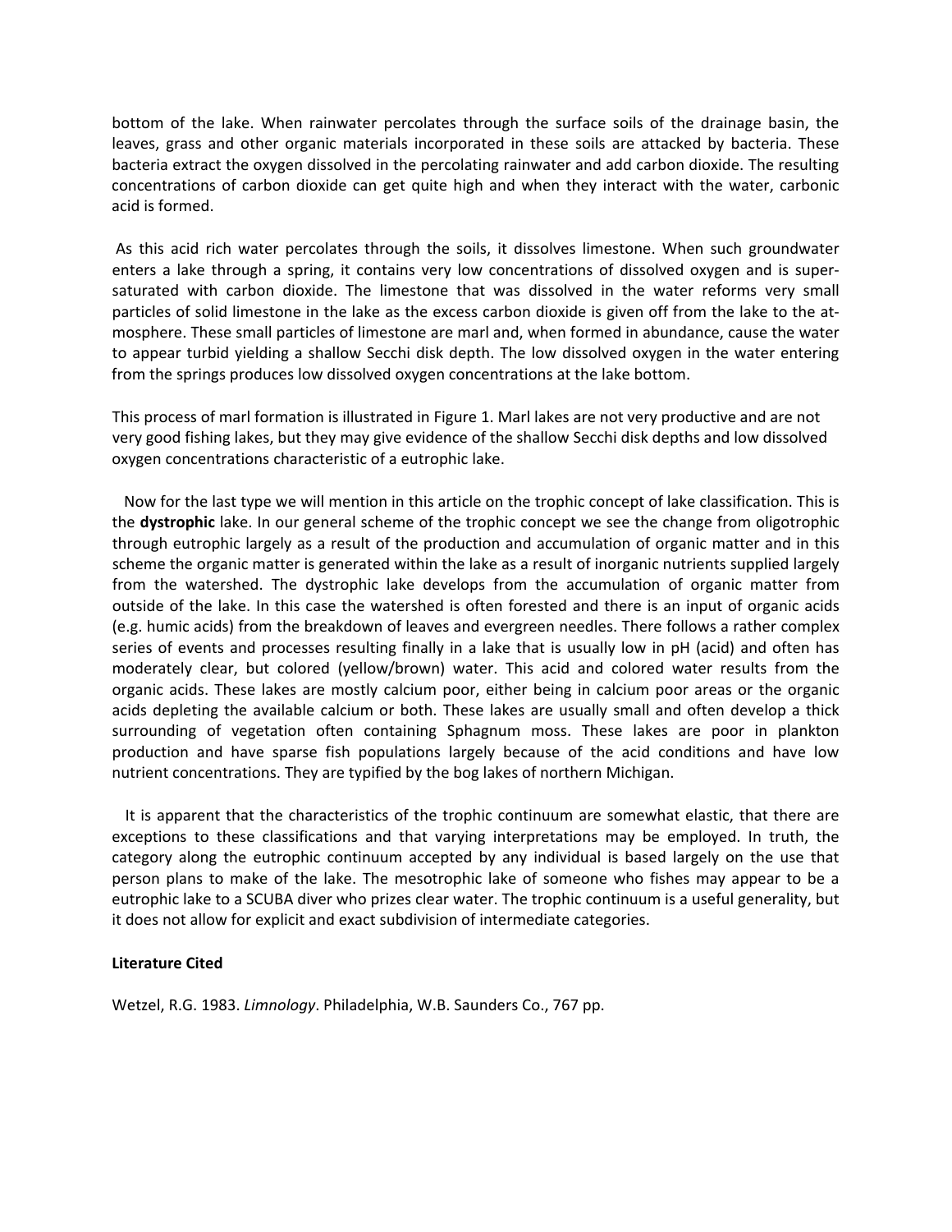bottom of the lake. When rainwater percolates through the surface soils of the drainage basin, the leaves, grass and other organic materials incorporated in these soils are attacked by bacteria. These bacteria extract the oxygen dissolved in the percolating rainwater and add carbon dioxide. The resulting concentrations of carbon dioxide can get quite high and when they interact with the water, carbonic acid is formed.

As this acid rich water percolates through the soils, it dissolves limestone. When such groundwater enters a lake through a spring, it contains very low concentrations of dissolved oxygen and is super-saturated with carbon dioxide. The limestone that was dissolved in the water reforms very small particles of solid limestone in the lake as the excess carbon dioxide is given off from the lake to the atmosphere. These small particles of limestone are marl and, when formed in abundance, cause the water to appear turbid yielding a shallow Secchi disk depth. The low dissolved oxygen in the water entering from the springs produces low dissolved oxygen concentrations at the lake bottom.

This process of marl formation is illustrated in Figure 1. Marl lakes are not very productive and are not very good fishing lakes, but they may give evidence of the shallow Secchi disk depths and low dissolved oxygen concentrations characteristic of a eutrophic lake.

Now for the last type we will mention in this article on the trophic concept of lake classification. This is the **dystrophic** lake. In our general scheme of the trophic concept we see the change from oligotrophic through eutrophic largely as a result of the production and accumulation of organic matter and in this scheme the organic matter is generated within the lake as a result of inorganic nutrients supplied largely from the watershed. The dystrophic lake develops from the accumulation of organic matter from outside of the lake. In this case the watershed is often forested and there is an input of organic acids (e.g. humic acids) from the breakdown of leaves and evergreen needles. There follows a rather complex series of events and processes resulting finally in a lake that is usually low in pH (acid) and often has moderately clear, but colored (yellow/brown) water. This acid and colored water results from the organic acids. These lakes are mostly calcium poor, either being in calcium poor areas or the organic acids depleting the available calcium or both. These lakes are usually small and often develop a thick surrounding of vegetation often containing Sphagnum moss. These lakes are poor in plankton production and have sparse fish populations largely because of the acid conditions and have low nutrient concentrations. They are typified by the bog lakes of northern Michigan.

It is apparent that the characteristics of the trophic continuum are somewhat elastic, that there are exceptions to these classifications and that varying interpretations may be employed. In truth, the category along the eutrophic continuum accepted by any individual is based largely on the use that person plans to make of the lake. The mesotrophic lake of someone who fishes may appear to be a eutrophic lake to a SCUBA diver who prizes clear water. The trophic continuum is a useful generality, but it does not allow for explicit and exact subdivision of intermediate categories.

**Literature Cited**

Wetzel, R.G. 1983. *Limnology*. Philadelphia, W.B. Saunders Co., 767 pp.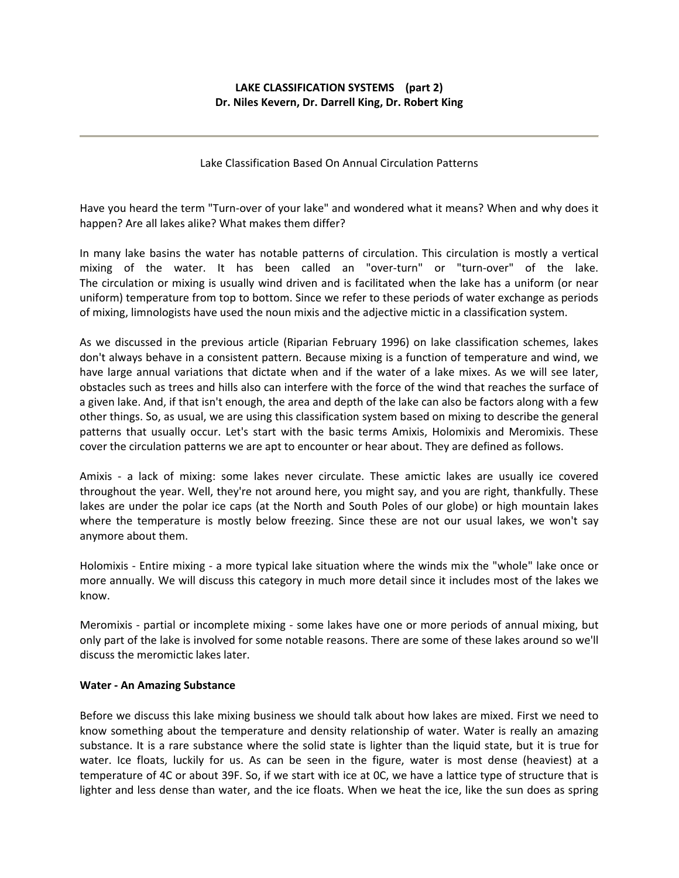**LAKE CLASSIFICATION SYSTEMS (part 2)**
**Dr. Niles Kevern, Dr. Darrell King, Dr. Robert King**

---

Lake Classification Based On Annual Circulation Patterns

Have you heard the term "Turn-over of your lake" and wondered what it means? When and why does it happen? Are all lakes alike? What makes them differ?

In many lake basins the water has notable patterns of circulation. This circulation is mostly a vertical mixing of the water. It has been called an "over-turn" or "turn-over" of the lake. The circulation or mixing is usually wind driven and is facilitated when the lake has a uniform (or near uniform) temperature from top to bottom. Since we refer to these periods of water exchange as periods of mixing, limnologists have used the noun mixis and the adjective mictic in a classification system.

As we discussed in the previous article (Riparian February 1996) on lake classification schemes, lakes don't always behave in a consistent pattern. Because mixing is a function of temperature and wind, we have large annual variations that dictate when and if the water of a lake mixes. As we will see later, obstacles such as trees and hills also can interfere with the force of the wind that reaches the surface of a given lake. And, if that isn't enough, the area and depth of the lake can also be factors along with a few other things. So, as usual, we are using this classification system based on mixing to describe the general patterns that usually occur. Let's start with the basic terms Amixis, Holomixis and Meromixis. These cover the circulation patterns we are apt to encounter or hear about. They are defined as follows.

Amixis - a lack of mixing: some lakes never circulate. These amictic lakes are usually ice covered throughout the year. Well, they're not around here, you might say, and you are right, thankfully. These lakes are under the polar ice caps (at the North and South Poles of our globe) or high mountain lakes where the temperature is mostly below freezing. Since these are not our usual lakes, we won't say anymore about them.

Holomixis - Entire mixing - a more typical lake situation where the winds mix the "whole" lake once or more annually. We will discuss this category in much more detail since it includes most of the lakes we know.

Meromixis - partial or incomplete mixing - some lakes have one or more periods of annual mixing, but only part of the lake is involved for some notable reasons. There are some of these lakes around so we'll discuss the meromictic lakes later.

**Water - An Amazing Substance**

Before we discuss this lake mixing business we should talk about how lakes are mixed. First we need to know something about the temperature and density relationship of water. Water is really an amazing substance. It is a rare substance where the solid state is lighter than the liquid state, but it is true for water. Ice floats, luckily for us. As can be seen in the figure, water is most dense (heaviest) at a temperature of 4C or about 39F. So, if we start with ice at 0C, we have a lattice type of structure that is lighter and less dense than water, and the ice floats. When we heat the ice, like the sun does as spring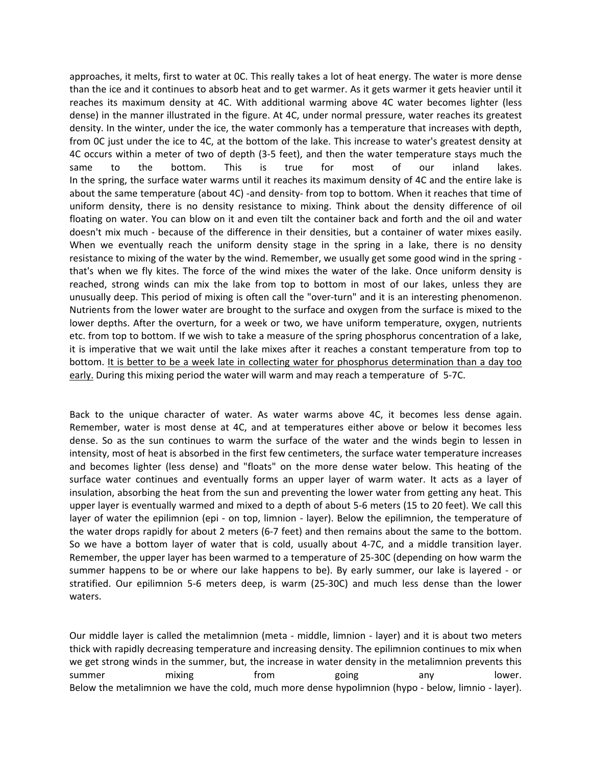approaches, it melts, first to water at 0C. This really takes a lot of heat energy. The water is more dense than the ice and it continues to absorb heat and to get warmer. As it gets warmer it gets heavier until it reaches its maximum density at 4C. With additional warming above 4C water becomes lighter (less dense) in the manner illustrated in the figure. At 4C, under normal pressure, water reaches its greatest density. In the winter, under the ice, the water commonly has a temperature that increases with depth, from 0C just under the ice to 4C, at the bottom of the lake. This increase to water's greatest density at 4C occurs within a meter of two of depth (3-5 feet), and then the water temperature stays much the same to the bottom. This is true for most of our inland lakes.
In the spring, the surface water warms until it reaches its maximum density of 4C and the entire lake is about the same temperature (about 4C) -and density- from top to bottom. When it reaches that time of uniform density, there is no density resistance to mixing. Think about the density difference of oil floating on water. You can blow on it and even tilt the container back and forth and the oil and water doesn't mix much - because of the difference in their densities, but a container of water mixes easily. When we eventually reach the uniform density stage in the spring in a lake, there is no density resistance to mixing of the water by the wind. Remember, we usually get some good wind in the spring - that's when we fly kites. The force of the wind mixes the water of the lake. Once uniform density is reached, strong winds can mix the lake from top to bottom in most of our lakes, unless they are unusually deep. This period of mixing is often call the "over-turn" and it is an interesting phenomenon. Nutrients from the lower water are brought to the surface and oxygen from the surface is mixed to the lower depths. After the overturn, for a week or two, we have uniform temperature, oxygen, nutrients etc. from top to bottom. If we wish to take a measure of the spring phosphorus concentration of a lake, it is imperative that we wait until the lake mixes after it reaches a constant temperature from top to bottom. <u>It is better to be a week late in collecting water for phosphorus determination than a day too early.</u> During this mixing period the water will warm and may reach a temperature of 5-7C.

Back to the unique character of water. As water warms above 4C, it becomes less dense again. Remember, water is most dense at 4C, and at temperatures either above or below it becomes less dense. So as the sun continues to warm the surface of the water and the winds begin to lessen in intensity, most of heat is absorbed in the first few centimeters, the surface water temperature increases and becomes lighter (less dense) and "floats" on the more dense water below. This heating of the surface water continues and eventually forms an upper layer of warm water. It acts as a layer of insulation, absorbing the heat from the sun and preventing the lower water from getting any heat. This upper layer is eventually warmed and mixed to a depth of about 5-6 meters (15 to 20 feet). We call this layer of water the epilimnion (epi - on top, limnion - layer). Below the epilimnion, the temperature of the water drops rapidly for about 2 meters (6-7 feet) and then remains about the same to the bottom. So we have a bottom layer of water that is cold, usually about 4-7C, and a middle transition layer. Remember, the upper layer has been warmed to a temperature of 25-30C (depending on how warm the summer happens to be or where our lake happens to be). By early summer, our lake is layered - or stratified. Our epilimnion 5-6 meters deep, is warm (25-30C) and much less dense than the lower waters.

Our middle layer is called the metalimnion (meta - middle, limnion - layer) and it is about two meters thick with rapidly decreasing temperature and increasing density. The epilimnion continues to mix when we get strong winds in the summer, but, the increase in water density in the metalimnion prevents this summer mixing from going any lower.
Below the metalimnion we have the cold, much more dense hypolimnion (hypo - below, limnio - layer).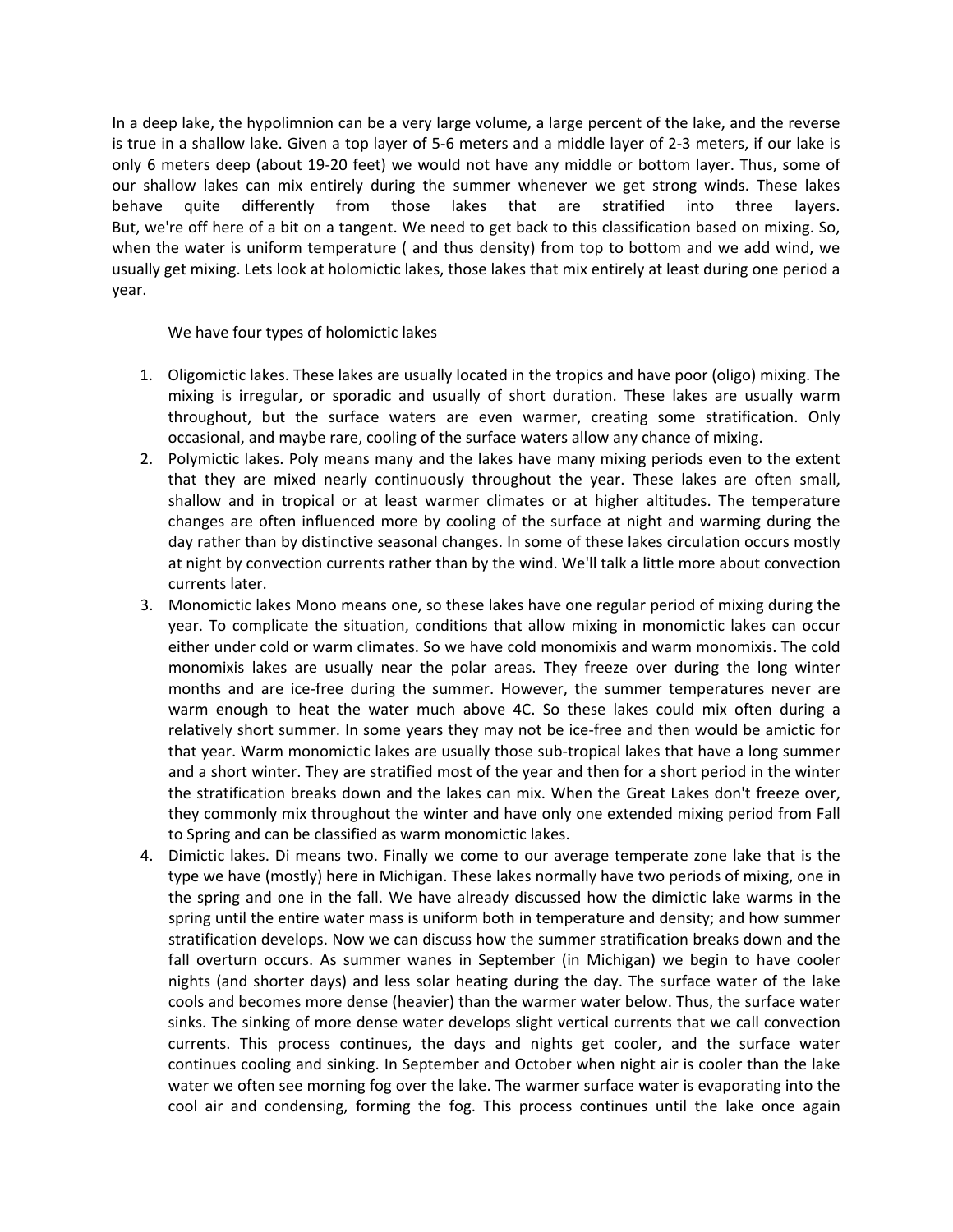In a deep lake, the hypolimnion can be a very large volume, a large percent of the lake, and the reverse is true in a shallow lake. Given a top layer of 5-6 meters and a middle layer of 2-3 meters, if our lake is only 6 meters deep (about 19-20 feet) we would not have any middle or bottom layer. Thus, some of our shallow lakes can mix entirely during the summer whenever we get strong winds. These lakes behave quite differently from those lakes that are stratified into three layers. But, we're off here of a bit on a tangent. We need to get back to this classification based on mixing. So, when the water is uniform temperature ( and thus density) from top to bottom and we add wind, we usually get mixing. Lets look at holomictic lakes, those lakes that mix entirely at least during one period a year.

We have four types of holomictic lakes

1. Oligomictic lakes. These lakes are usually located in the tropics and have poor (oligo) mixing. The mixing is irregular, or sporadic and usually of short duration. These lakes are usually warm throughout, but the surface waters are even warmer, creating some stratification. Only occasional, and maybe rare, cooling of the surface waters allow any chance of mixing.
2. Polymictic lakes. Poly means many and the lakes have many mixing periods even to the extent that they are mixed nearly continuously throughout the year. These lakes are often small, shallow and in tropical or at least warmer climates or at higher altitudes. The temperature changes are often influenced more by cooling of the surface at night and warming during the day rather than by distinctive seasonal changes. In some of these lakes circulation occurs mostly at night by convection currents rather than by the wind. We'll talk a little more about convection currents later.
3. Monomictic lakes Mono means one, so these lakes have one regular period of mixing during the year. To complicate the situation, conditions that allow mixing in monomictic lakes can occur either under cold or warm climates. So we have cold monomixis and warm monomixis. The cold monomixis lakes are usually near the polar areas. They freeze over during the long winter months and are ice-free during the summer. However, the summer temperatures never are warm enough to heat the water much above 4C. So these lakes could mix often during a relatively short summer. In some years they may not be ice-free and then would be amictic for that year. Warm monomictic lakes are usually those sub-tropical lakes that have a long summer and a short winter. They are stratified most of the year and then for a short period in the winter the stratification breaks down and the lakes can mix. When the Great Lakes don't freeze over, they commonly mix throughout the winter and have only one extended mixing period from Fall to Spring and can be classified as warm monomictic lakes.
4. Dimictic lakes. Di means two. Finally we come to our average temperate zone lake that is the type we have (mostly) here in Michigan. These lakes normally have two periods of mixing, one in the spring and one in the fall. We have already discussed how the dimictic lake warms in the spring until the entire water mass is uniform both in temperature and density; and how summer stratification develops. Now we can discuss how the summer stratification breaks down and the fall overturn occurs. As summer wanes in September (in Michigan) we begin to have cooler nights (and shorter days) and less solar heating during the day. The surface water of the lake cools and becomes more dense (heavier) than the warmer water below. Thus, the surface water sinks. The sinking of more dense water develops slight vertical currents that we call convection currents. This process continues, the days and nights get cooler, and the surface water continues cooling and sinking. In September and October when night air is cooler than the lake water we often see morning fog over the lake. The warmer surface water is evaporating into the cool air and condensing, forming the fog. This process continues until the lake once again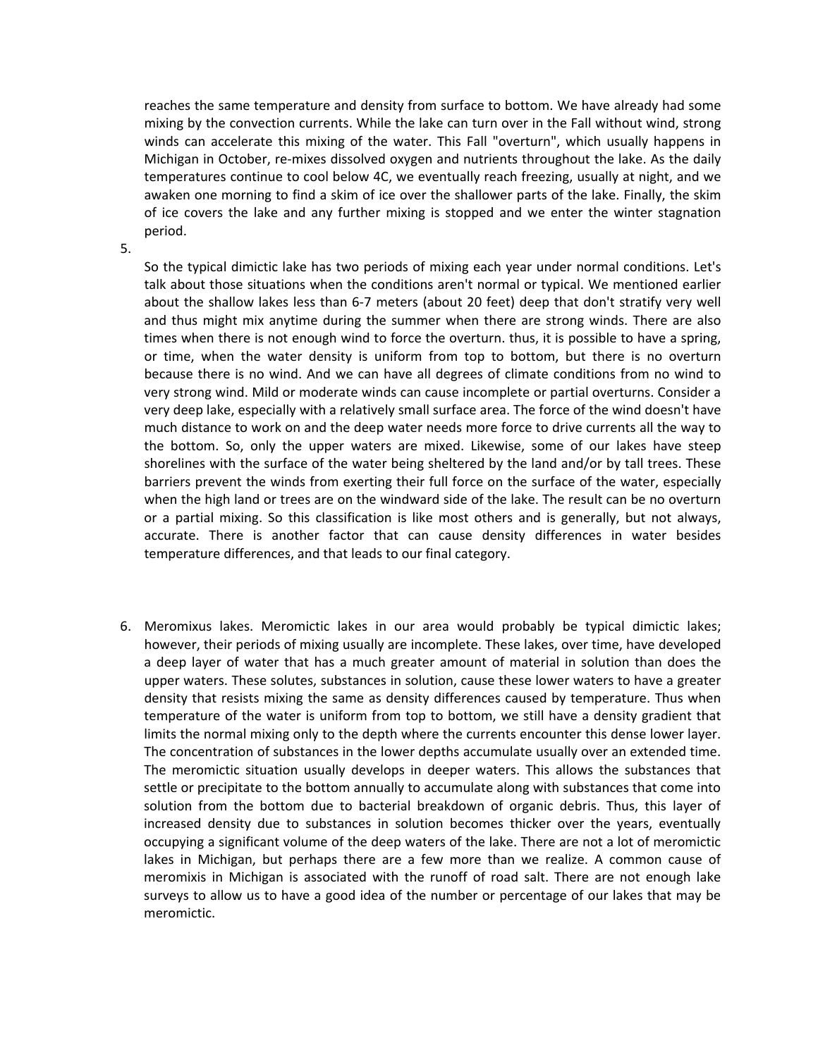reaches the same temperature and density from surface to bottom. We have already had some mixing by the convection currents. While the lake can turn over in the Fall without wind, strong winds can accelerate this mixing of the water. This Fall "overturn", which usually happens in Michigan in October, re-mixes dissolved oxygen and nutrients throughout the lake. As the daily temperatures continue to cool below 4C, we eventually reach freezing, usually at night, and we awaken one morning to find a skim of ice over the shallower parts of the lake. Finally, the skim of ice covers the lake and any further mixing is stopped and we enter the winter stagnation period.

5. So the typical dimictic lake has two periods of mixing each year under normal conditions. Let's talk about those situations when the conditions aren't normal or typical. We mentioned earlier about the shallow lakes less than 6-7 meters (about 20 feet) deep that don't stratify very well and thus might mix anytime during the summer when there are strong winds. There are also times when there is not enough wind to force the overturn. thus, it is possible to have a spring, or time, when the water density is uniform from top to bottom, but there is no overturn because there is no wind. And we can have all degrees of climate conditions from no wind to very strong wind. Mild or moderate winds can cause incomplete or partial overturns. Consider a very deep lake, especially with a relatively small surface area. The force of the wind doesn't have much distance to work on and the deep water needs more force to drive currents all the way to the bottom. So, only the upper waters are mixed. Likewise, some of our lakes have steep shorelines with the surface of the water being sheltered by the land and/or by tall trees. These barriers prevent the winds from exerting their full force on the surface of the water, especially when the high land or trees are on the windward side of the lake. The result can be no overturn or a partial mixing. So this classification is like most others and is generally, but not always, accurate. There is another factor that can cause density differences in water besides temperature differences, and that leads to our final category.

6. Meromixus lakes. Meromictic lakes in our area would probably be typical dimictic lakes; however, their periods of mixing usually are incomplete. These lakes, over time, have developed a deep layer of water that has a much greater amount of material in solution than does the upper waters. These solutes, substances in solution, cause these lower waters to have a greater density that resists mixing the same as density differences caused by temperature. Thus when temperature of the water is uniform from top to bottom, we still have a density gradient that limits the normal mixing only to the depth where the currents encounter this dense lower layer. The concentration of substances in the lower depths accumulate usually over an extended time. The meromictic situation usually develops in deeper waters. This allows the substances that settle or precipitate to the bottom annually to accumulate along with substances that come into solution from the bottom due to bacterial breakdown of organic debris. Thus, this layer of increased density due to substances in solution becomes thicker over the years, eventually occupying a significant volume of the deep waters of the lake. There are not a lot of meromictic lakes in Michigan, but perhaps there are a few more than we realize. A common cause of meromixis in Michigan is associated with the runoff of road salt. There are not enough lake surveys to allow us to have a good idea of the number or percentage of our lakes that may be meromictic.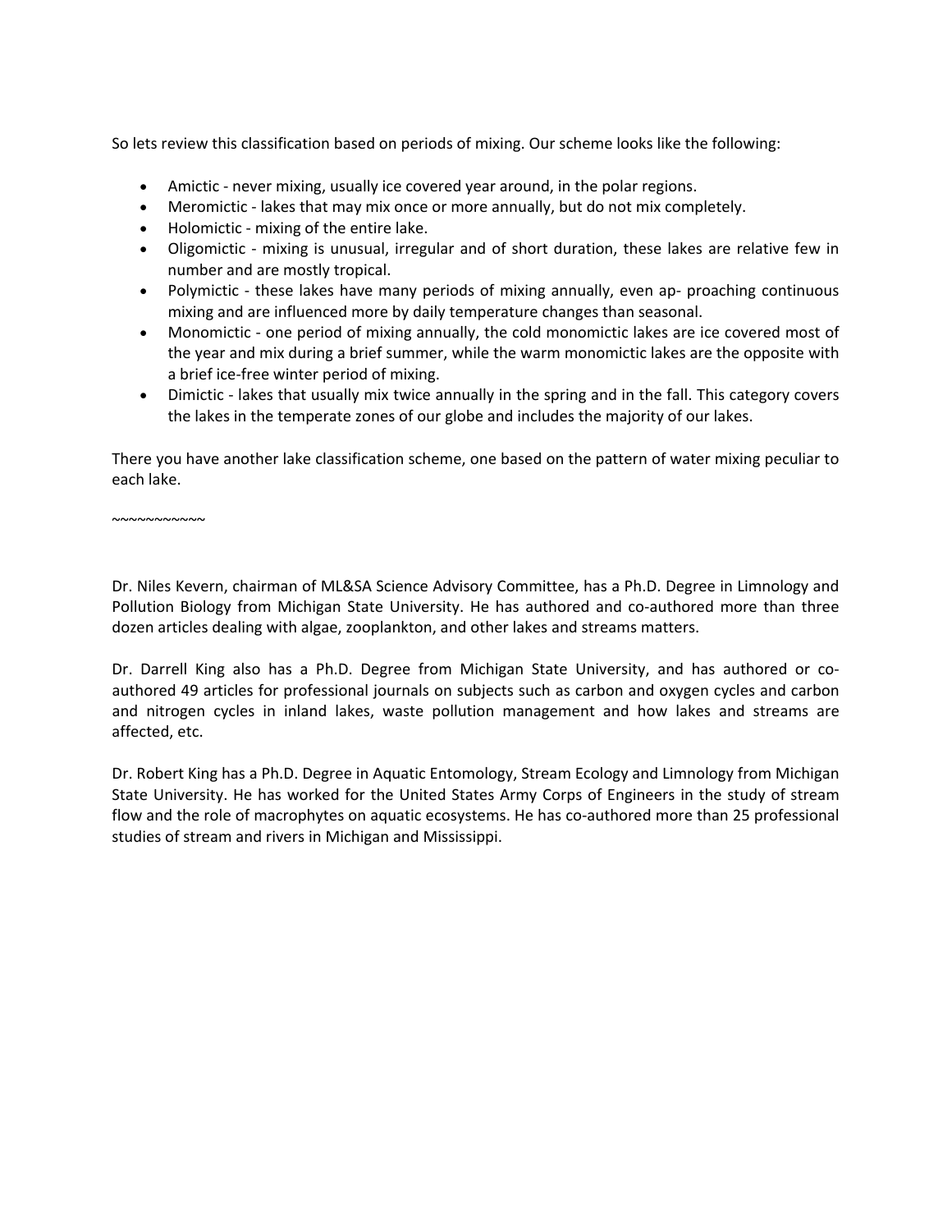So lets review this classification based on periods of mixing. Our scheme looks like the following:

- Amictic - never mixing, usually ice covered year around, in the polar regions.
- Meromictic - lakes that may mix once or more annually, but do not mix completely.
- Holomictic - mixing of the entire lake.
- Oligomictic - mixing is unusual, irregular and of short duration, these lakes are relative few in number and are mostly tropical.
- Polymictic - these lakes have many periods of mixing annually, even ap- proaching continuous mixing and are influenced more by daily temperature changes than seasonal.
- Monomictic - one period of mixing annually, the cold monomictic lakes are ice covered most of the year and mix during a brief summer, while the warm monomictic lakes are the opposite with a brief ice-free winter period of mixing.
- Dimictic - lakes that usually mix twice annually in the spring and in the fall. This category covers the lakes in the temperate zones of our globe and includes the majority of our lakes.

There you have another lake classification scheme, one based on the pattern of water mixing peculiar to each lake.

~~~~~~~~~~~

Dr. Niles Kevern, chairman of ML&SA Science Advisory Committee, has a Ph.D. Degree in Limnology and Pollution Biology from Michigan State University. He has authored and co-authored more than three dozen articles dealing with algae, zooplankton, and other lakes and streams matters.

Dr. Darrell King also has a Ph.D. Degree from Michigan State University, and has authored or co-authored 49 articles for professional journals on subjects such as carbon and oxygen cycles and carbon and nitrogen cycles in inland lakes, waste pollution management and how lakes and streams are affected, etc.

Dr. Robert King has a Ph.D. Degree in Aquatic Entomology, Stream Ecology and Limnology from Michigan State University. He has worked for the United States Army Corps of Engineers in the study of stream flow and the role of macrophytes on aquatic ecosystems. He has co-authored more than 25 professional studies of stream and rivers in Michigan and Mississippi.